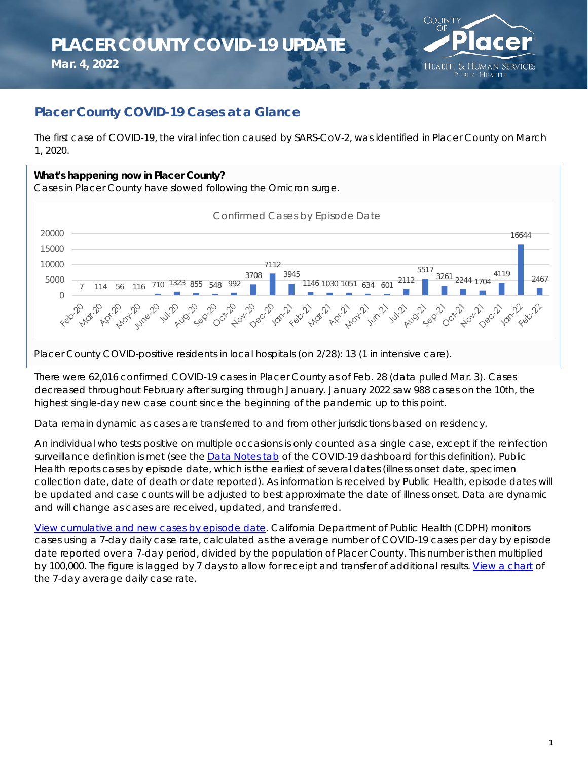# PLACER COUNTY COVID-19 UPDATE

**Mar. 4, 2022**

COUNTY OF Placer
HEALTH & HUMAN SERVICES
PUBLIC HEALTH

## Placer County COVID-19 Cases at a Glance

The first case of COVID-19, the viral infection caused by SARS-CoV-2, was identified in Placer County on March 1, 2020.

**What's happening now in Placer County?**
Cases in Placer County have slowed following the Omicron surge.

Confirmed Cases by Episode Date

20000
15000
10000
5000
0

7 114 56 116 710 1323 855 548 992 3708 7112 3945 1146 1030 1051 634 601 2112 5517 3261 2244 1704 4119 16644 2467

Feb-20 Mar-20 Apr-20 May-20 June-20 Jul-20 Aug-20 Sep-20 Oct-20 Nov-20 Dec-20 Jan-21 Feb-21 Mar-21 Apr-21 May-21 Jun-21 Jul-21 Aug-21 Sep-21 Oct-21 Nov-21 Dec-21 Jan-22 Feb-22

Placer County COVID-positive residents in local hospitals (on 2/28): 13 (1 in intensive care).

There were 62,016 confirmed COVID-19 cases in Placer County as of Feb. 28 (data pulled Mar. 3). Cases decreased throughout February after surging through January. January 2022 saw 988 cases on the 10th, the highest single-day new case count since the beginning of the pandemic up to this point.

Data remain dynamic as cases are transferred to and from other jurisdictions based on residency.

An individual who tests positive on multiple occasions is only counted as a single case, except if the reinfection surveillance definition is met (see the Data Notes tab of the COVID-19 dashboard for this definition). Public Health reports cases by episode date, which is the earliest of several dates (illness onset date, specimen collection date, date of death or date reported). As information is received by Public Health, episode dates will be updated and case counts will be adjusted to best approximate the date of illness onset. Data are dynamic and will change as cases are received, updated, and transferred.

View cumulative and new cases by episode date. California Department of Public Health (CDPH) monitors cases using a 7-day daily case rate, calculated as the average number of COVID-19 cases per day by episode date reported over a 7-day period, divided by the population of Placer County. This number is then multiplied by 100,000. The figure is lagged by 7 days to allow for receipt and transfer of additional results. View a chart of the 7-day average daily case rate.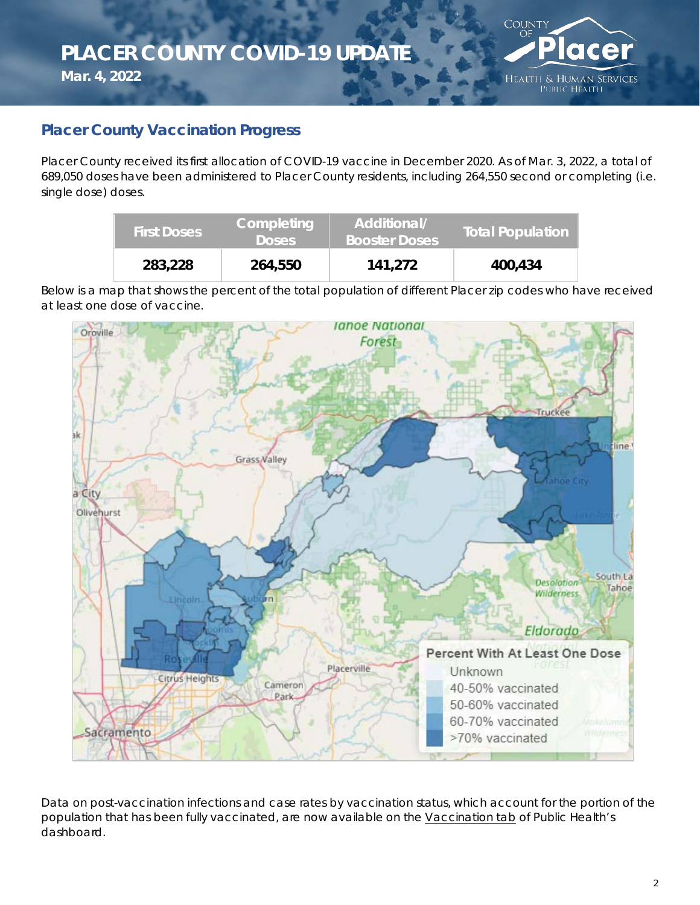# PLACER COUNTY COVID-19 UPDATE

**Mar. 4, 2022**

## Placer County Vaccination Progress

Placer County received its first allocation of COVID-19 vaccine in December 2020. As of Mar. 3, 2022, a total of 689,050 doses have been administered to Placer County residents, including 264,550 second or completing (i.e. single dose) doses.

| First Doses | Completing Doses | Additional/ Booster Doses | Total Population |
|---|---|---|---|
| 283,228 | 264,550 | 141,272 | 400,434 |

Below is a map that shows the percent of the total population of different Placer zip codes who have received at least one dose of vaccine.

Percent With At Least One Dose

Unknown

40-50% vaccinated

50-60% vaccinated

60-70% vaccinated

>70% vaccinated

Data on post-vaccination infections and case rates by vaccination status, which account for the portion of the population that has been fully vaccinated, are now available on the Vaccination tab of Public Health's dashboard.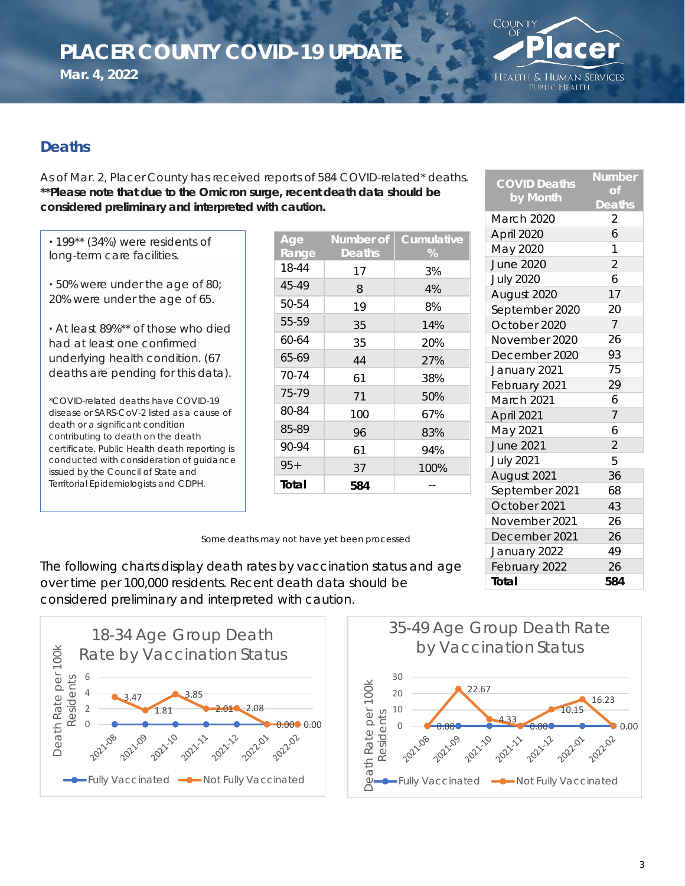# PLACER COUNTY COVID-19 UPDATE

**Mar. 4, 2022**

## Deaths

As of Mar. 2, Placer County has received reports of 584 COVID-related* deaths. **\*\*Please note that due to the Omicron surge, recent death data should be considered preliminary and interpreted with caution.**

- 199** (34%) were residents of long-term care facilities.
- 50% were under the age of 80; 20% were under the age of 65.
- At least 89%** of those who died had at least one confirmed underlying health condition. (67 deaths are pending for this data).

*COVID-related deaths have COVID-19 disease or SARS-CoV-2 listed as a cause of death or a significant condition contributing to death on the death certificate. Public Health death reporting is conducted with consideration of guidance issued by the Council of State and Territorial Epidemiologists and CDPH.

| Age Range | Number of Deaths | Cumulative % |
|---|---|---|
| 18-44 | 17 | 3% |
| 45-49 | 8 | 4% |
| 50-54 | 19 | 8% |
| 55-59 | 35 | 14% |
| 60-64 | 35 | 20% |
| 65-69 | 44 | 27% |
| 70-74 | 61 | 38% |
| 75-79 | 71 | 50% |
| 80-84 | 100 | 67% |
| 85-89 | 96 | 83% |
| 90-94 | 61 | 94% |
| 95+ | 37 | 100% |
| **Total** | **584** | -- |

Some deaths may not have yet been processed

| COVID Deaths by Month | Number of Deaths |
|---|---|
| March 2020 | 2 |
| April 2020 | 6 |
| May 2020 | 1 |
| June 2020 | 2 |
| July 2020 | 6 |
| August 2020 | 17 |
| September 2020 | 20 |
| October 2020 | 7 |
| November 2020 | 26 |
| December 2020 | 93 |
| January 2021 | 75 |
| February 2021 | 29 |
| March 2021 | 6 |
| April 2021 | 7 |
| May 2021 | 6 |
| June 2021 | 2 |
| July 2021 | 5 |
| August 2021 | 36 |
| September 2021 | 68 |
| October 2021 | 43 |
| November 2021 | 26 |
| December 2021 | 26 |
| January 2022 | 49 |
| February 2022 | 26 |
| **Total** | **584** |

The following charts display death rates by vaccination status and age over time per 100,000 residents. Recent death data should be considered preliminary and interpreted with caution.

18-34 Age Group Death Rate by Vaccination Status

Death Rate per 100k Residents

0
2
4
6

2021-08
2021-09
2021-10
2021-11
2021-12
2022-01
2022-02

3.47
1.81
3.85
2.01
2.08
0.00
0.00

Fully Vaccinated
Not Fully Vaccinated

35-49 Age Group Death Rate by Vaccination Status

Death Rate per 100k Residents

0
10
20
30

2021-08
2021-09
2021-10
2021-11
2021-12
2022-01
2022-02

0.00
22.67
4.33
0.00
10.15
16.23
0.00

Fully Vaccinated
Not Fully Vaccinated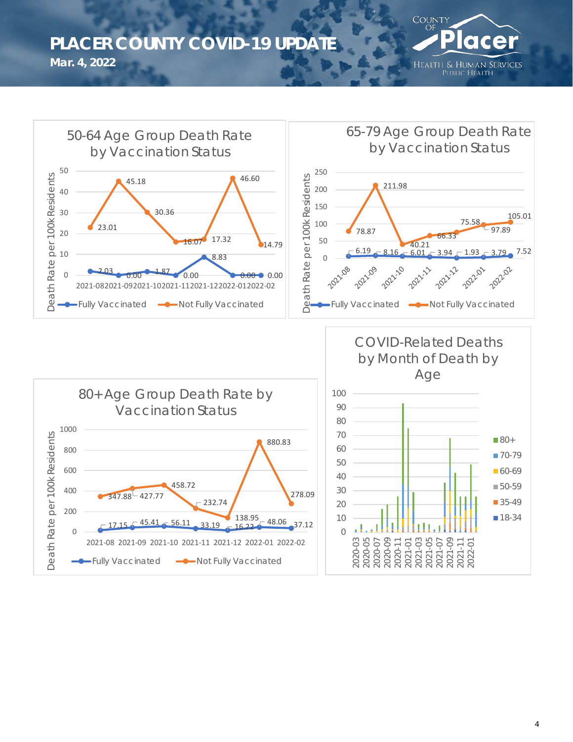# PLACER COUNTY COVID-19 UPDATE

**Mar. 4, 2022**

County of Placer
Health & Human Services
Public Health

50-64 Age Group Death Rate by Vaccination Status

Death Rate per 100k Residents

50
40
30
20
10
0

2021-08 2021-09 2021-10 2021-11 2021-12 2022-01 2022-02

23.01
45.18
30.36
16.07
17.32
46.60
14.79

2.03
0.00
1.87
0.00
8.83
0.00
0.00

Fully Vaccinated
Not Fully Vaccinated

65-79 Age Group Death Rate by Vaccination Status

Death Rate per 100k Residents

250
200
150
100
50
0

2021-08 2021-09 2021-10 2021-11 2021-12 2022-01 2022-02

78.87
211.98
40.21
66.33
75.58
97.89
105.01

6.19
8.16
6.01
3.94
1.93
3.79
7.52

Fully Vaccinated
Not Fully Vaccinated

80+ Age Group Death Rate by Vaccination Status

Death Rate per 100k Residents

1000
800
600
400
200
0

2021-08 2021-09 2021-10 2021-11 2021-12 2022-01 2022-02

347.88
427.77
458.72
232.74
138.95
880.83
278.09

17.15
45.41
56.11
33.19
16.22
48.06
37.12

Fully Vaccinated
Not Fully Vaccinated

COVID-Related Deaths by Month of Death by Age

100
90
80
70
60
50
40
30
20
10
0

2020-03
2020-05
2020-07
2020-09
2020-11
2021-01
2021-03
2021-05
2021-07
2021-09
2021-11
2022-01

80+
70-79
60-69
50-59
35-49
18-34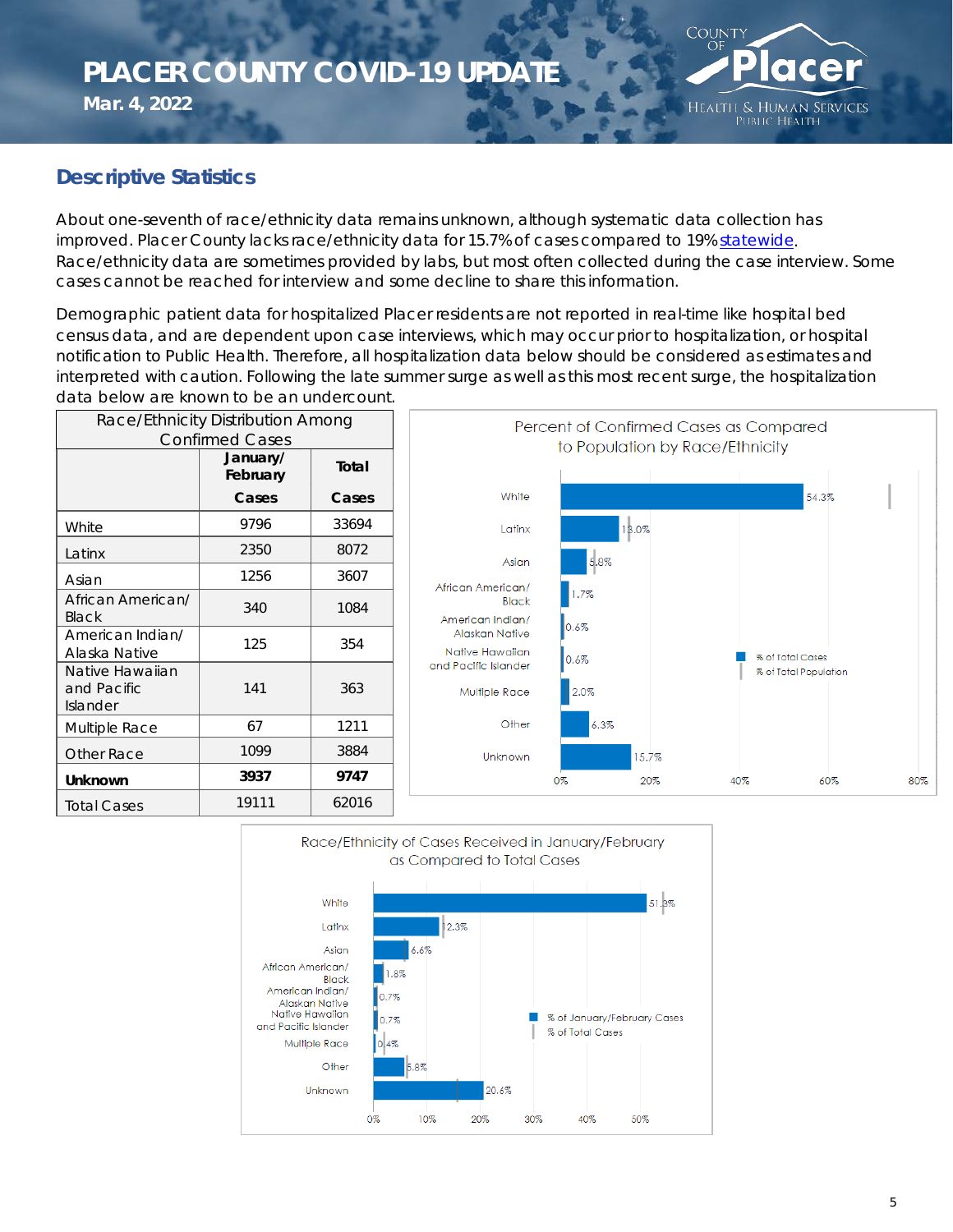# PLACER COUNTY COVID-19 UPDATE

**Mar. 4, 2022**

## Descriptive Statistics

About one-seventh of race/ethnicity data remains unknown, although systematic data collection has improved. Placer County lacks race/ethnicity data for 15.7% of cases compared to 19% statewide. Race/ethnicity data are sometimes provided by labs, but most often collected during the case interview. Some cases cannot be reached for interview and some decline to share this information.

Demographic patient data for hospitalized Placer residents are not reported in real-time like hospital bed census data, and are dependent upon case interviews, which may occur prior to hospitalization, or hospital notification to Public Health. Therefore, all hospitalization data below should be considered as estimates and interpreted with caution. Following the late summer surge as well as this most recent surge, the hospitalization data below are known to be an undercount.

| Race/Ethnicity Distribution Among Confirmed Cases | | |
|---|---|---|
| | **January/ February Cases** | **Total Cases** |
| White | 9796 | 33694 |
| Latinx | 2350 | 8072 |
| Asian | 1256 | 3607 |
| African American/ Black | 340 | 1084 |
| American Indian/ Alaska Native | 125 | 354 |
| Native Hawaiian and Pacific Islander | 141 | 363 |
| Multiple Race | 67 | 1211 |
| Other Race | 1099 | 3884 |
| **Unknown** | **3937** | **9747** |
| Total Cases | 19111 | 62016 |

Percent of Confirmed Cases as Compared to Population by Race/Ethnicity

White 54.3%
Latinx 13.0%
Asian 5.8%
African American/ Black 1.7%
American Indian/ Alaskan Native 0.6%
Native Hawaiian and Pacific Islander 0.6%
Multiple Race 2.0%
Other 6.3%
Unknown 15.7%

0% 20% 40% 60% 80%

% of Total Cases
% of Total Population

Race/Ethnicity of Cases Received in January/February as Compared to Total Cases

White 51.3%
Latinx 12.3%
Asian 6.6%
African American/ Black 1.8%
American Indian/ Alaskan Native 0.7%
Native Hawaiian and Pacific Islander 0.7%
Multiple Race 0.4%
Other 5.8%
Unknown 20.6%

0% 10% 20% 30% 40% 50%

% of January/February Cases
% of Total Cases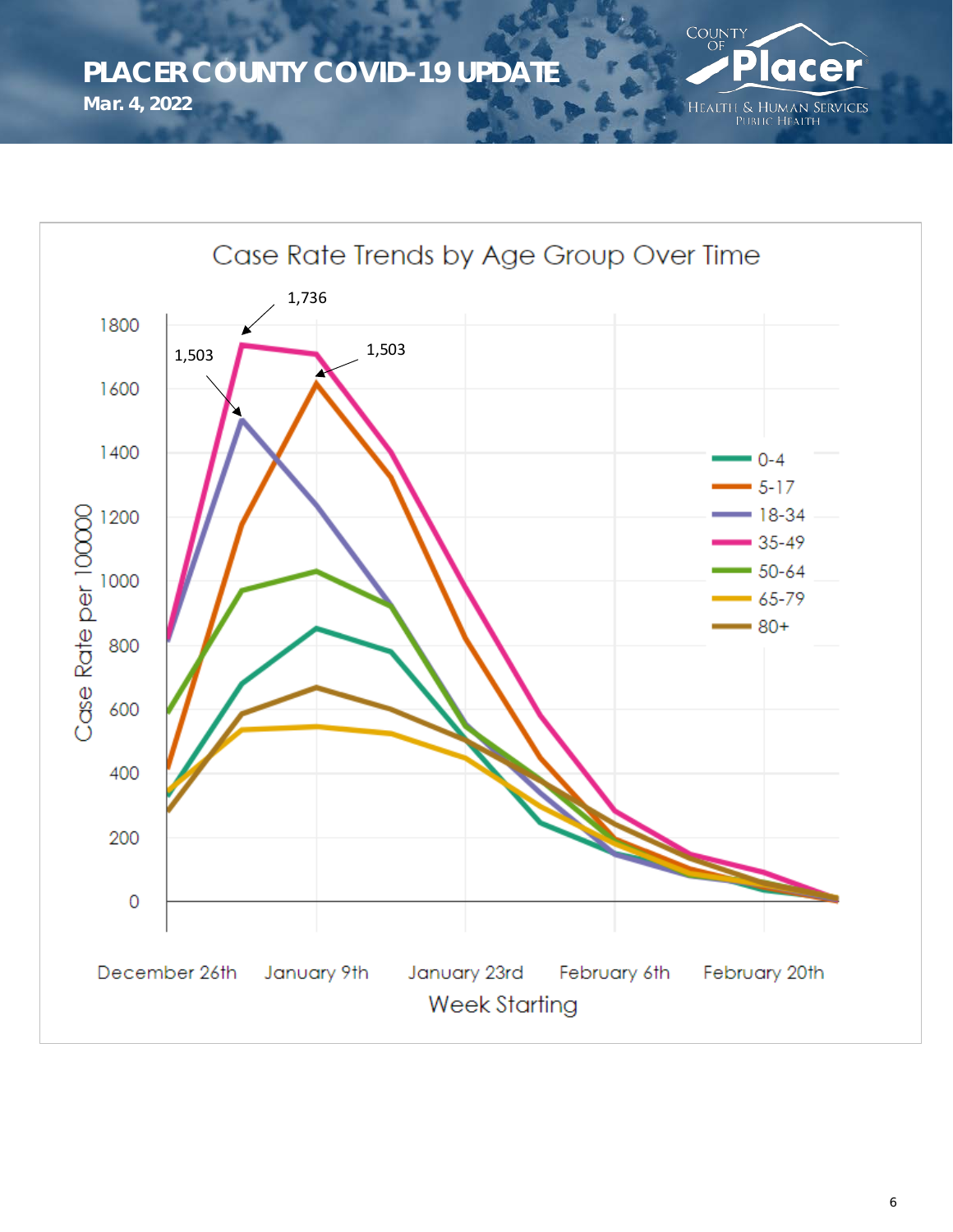# PLACER COUNTY COVID-19 UPDATE

**Mar. 4, 2022**

COUNTY OF Placer
HEALTH & HUMAN SERVICES
PUBLIC HEALTH

Case Rate Trends by Age Group Over Time

1,736

1,503

1,503

1800
1600
1400
1200
1000
800
600
400
200
0

Case Rate per 100000

0-4
5-17
18-34
35-49
50-64
65-79
80+

December 26th
January 9th
January 23rd
February 6th
February 20th

Week Starting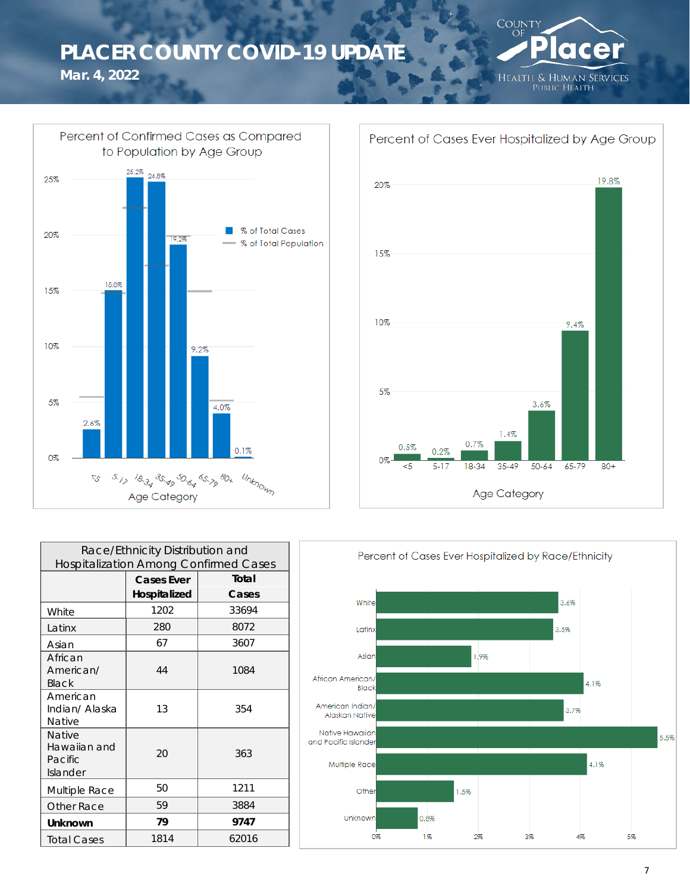# PLACER COUNTY COVID-19 UPDATE

**Mar. 4, 2022**

County of Placer
Health & Human Services
Public Health

## Percent of Confirmed Cases as Compared to Population by Age Group

25%
20%
15%
10%
5%
0%

% of Total Cases
% of Total Population

2.6%
15.0%
25.2%
24.8%
19.2%
9.2%
4.0%
0.1%

<5
5-17
18-34
35-49
50-64
65-79
80+
Unknown

Age Category

## Percent of Cases Ever Hospitalized by Age Group

20%
15%
10%
5%
0%

0.5%
0.2%
0.7%
1.4%
3.6%
9.4%
19.8%

<5
5-17
18-34
35-49
50-64
65-79
80+

Age Category

## Race/Ethnicity Distribution and Hospitalization Among Confirmed Cases

| | Cases Ever Hospitalized | Total Cases |
|---|---|---|
| White | 1202 | 33694 |
| Latinx | 280 | 8072 |
| Asian | 67 | 3607 |
| African American/ Black | 44 | 1084 |
| American Indian/ Alaska Native | 13 | 354 |
| Native Hawaiian and Pacific Islander | 20 | 363 |
| Multiple Race | 50 | 1211 |
| Other Race | 59 | 3884 |
| **Unknown** | **79** | **9747** |
| Total Cases | 1814 | 62016 |

## Percent of Cases Ever Hospitalized by Race/Ethnicity

White 3.6%
Latinx 3.5%
Asian 1.9%
African American/ Black 4.1%
American Indian/ Alaskan Native 3.7%
Native Hawaiian and Pacific Islander 5.5%
Multiple Race 4.1%
Other 1.5%
Unknown 0.8%

0%
1%
2%
3%
4%
5%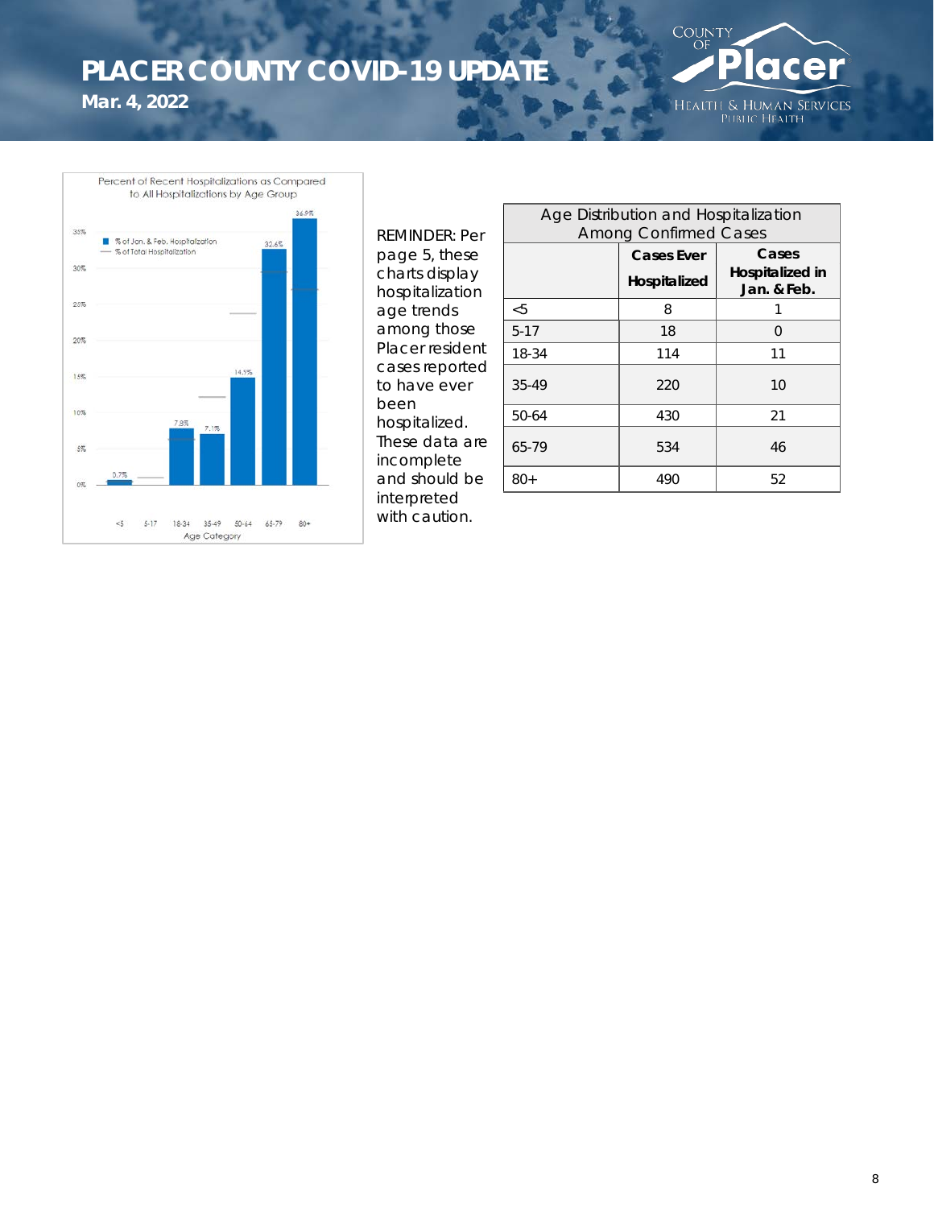# PLACER COUNTY COVID-19 UPDATE

**Mar. 4, 2022**

Percent of Recent Hospitalizations as Compared to All Hospitalizations by Age Group

% of Jan. & Feb. Hospitalization
% of Total Hospitalization

35%
30%
25%
20%
15%
10%
5%
0%

0.7%
7.8%
7.1%
14.9%
32.6%
36.9%

<5
5-17
18-34
35-49
50-64
65-79
80+

Age Category

REMINDER: Per page 5, these charts display hospitalization age trends among those Placer resident cases reported to have ever been hospitalized. These data are incomplete and should be interpreted with caution.

| Age Distribution and Hospitalization Among Confirmed Cases | | |
|---|---|---|
| | **Cases Ever Hospitalized** | **Cases Hospitalized in Jan. & Feb.** |
| <5 | 8 | 1 |
| 5-17 | 18 | 0 |
| 18-34 | 114 | 11 |
| 35-49 | 220 | 10 |
| 50-64 | 430 | 21 |
| 65-79 | 534 | 46 |
| 80+ | 490 | 52 |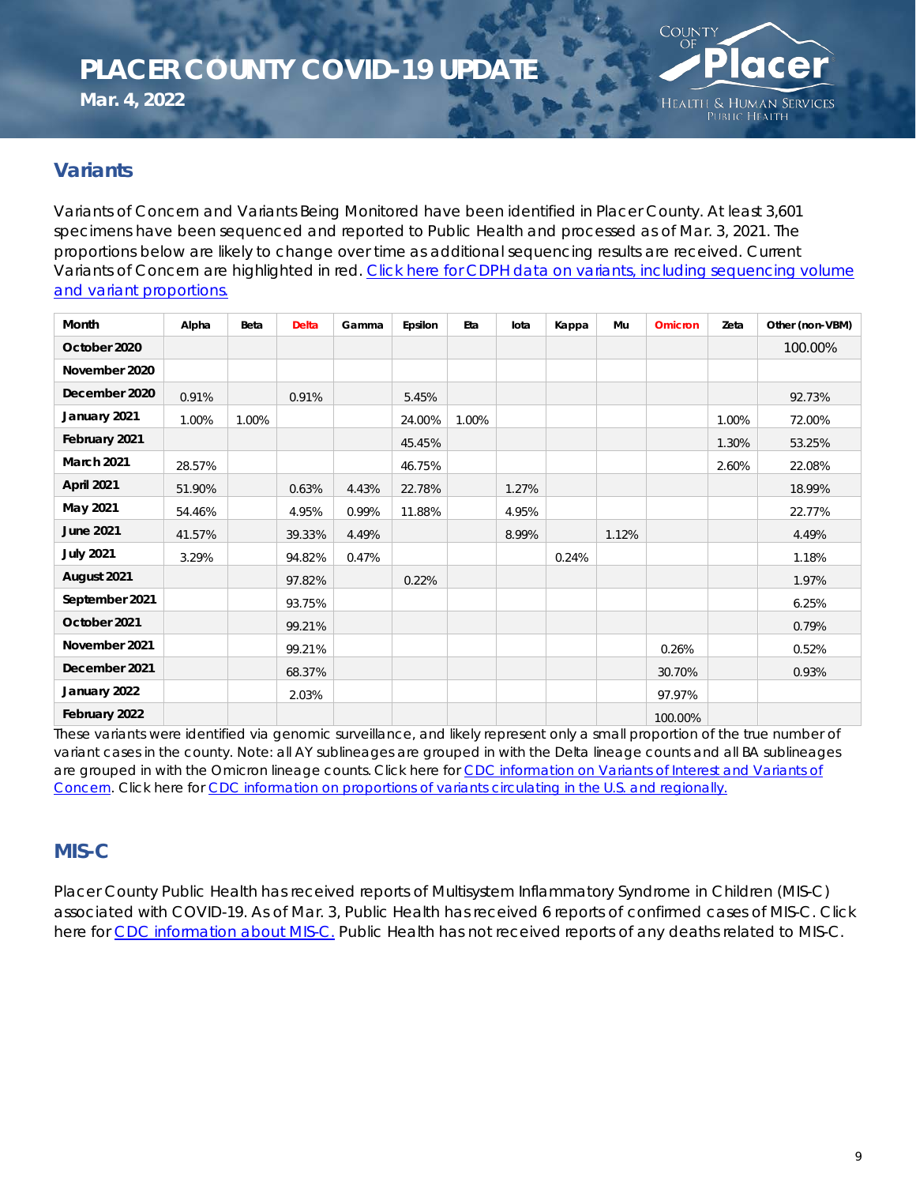# PLACER COUNTY COVID-19 UPDATE

**Mar. 4, 2022**

## Variants

Variants of Concern and Variants Being Monitored have been identified in Placer County. At least 3,601 specimens have been sequenced and reported to Public Health and processed as of Mar. 3, 2021. The proportions below are likely to change over time as additional sequencing results are received. Current Variants of Concern are highlighted in red. [Click here for CDPH data on variants, including sequencing volume and variant proportions.]()

| Month | Alpha | Beta | Delta | Gamma | Epsilon | Eta | Iota | Kappa | Mu | Omicron | Zeta | Other (non-VBM) |
|---|---|---|---|---|---|---|---|---|---|---|---|---|
| October 2020 | | | | | | | | | | | | 100.00% |
| November 2020 | | | | | | | | | | | | |
| December 2020 | 0.91% | | 0.91% | | 5.45% | | | | | | | 92.73% |
| January 2021 | 1.00% | 1.00% | | | 24.00% | 1.00% | | | | | 1.00% | 72.00% |
| February 2021 | | | | | 45.45% | | | | | | 1.30% | 53.25% |
| March 2021 | 28.57% | | | | 46.75% | | | | | | 2.60% | 22.08% |
| April 2021 | 51.90% | | 0.63% | 4.43% | 22.78% | | 1.27% | | | | | 18.99% |
| May 2021 | 54.46% | | 4.95% | 0.99% | 11.88% | | 4.95% | | | | | 22.77% |
| June 2021 | 41.57% | | 39.33% | 4.49% | | | 8.99% | | 1.12% | | | 4.49% |
| July 2021 | 3.29% | | 94.82% | 0.47% | | | | 0.24% | | | | 1.18% |
| August 2021 | | | 97.82% | | 0.22% | | | | | | | 1.97% |
| September 2021 | | | 93.75% | | | | | | | | | 6.25% |
| October 2021 | | | 99.21% | | | | | | | | | 0.79% |
| November 2021 | | | 99.21% | | | | | | | 0.26% | | 0.52% |
| December 2021 | | | 68.37% | | | | | | | 30.70% | | 0.93% |
| January 2022 | | | 2.03% | | | | | | | 97.97% | | |
| February 2022 | | | | | | | | | | 100.00% | | |

These variants were identified via genomic surveillance, and likely represent only a small proportion of the true number of variant cases in the county. Note: all AY sublineages are grouped in with the Delta lineage counts and all BA sublineages are grouped in with the Omicron lineage counts. Click here for [CDC information on Variants of Interest and Variants of Concern](). Click here for [CDC information on proportions of variants circulating in the U.S. and regionally.]()

## MIS-C

Placer County Public Health has received reports of Multisystem Inflammatory Syndrome in Children (MIS-C) associated with COVID-19. As of Mar. 3, Public Health has received 6 reports of confirmed cases of MIS-C. Click here for [CDC information about MIS-C.]() Public Health has not received reports of any deaths related to MIS-C.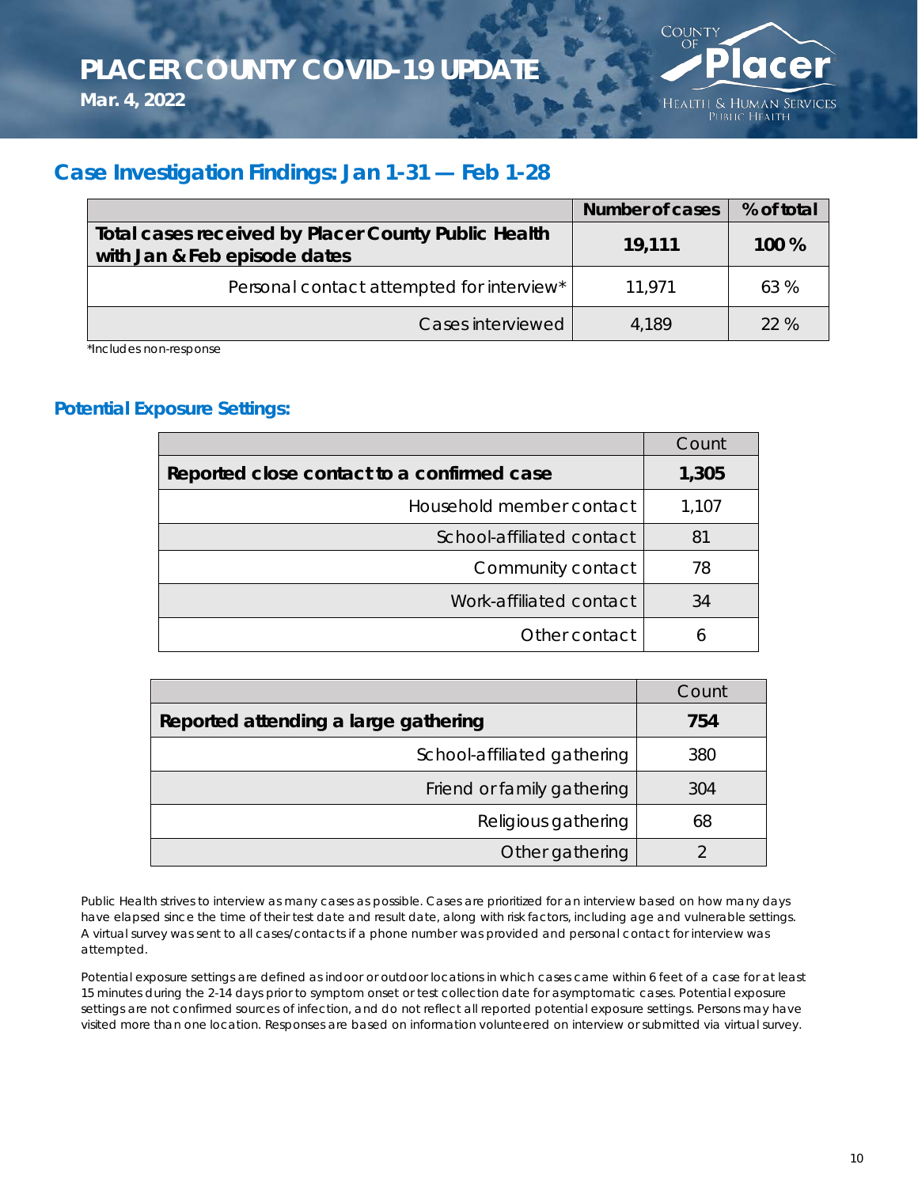# PLACER COUNTY COVID-19 UPDATE

**Mar. 4, 2022**

## Case Investigation Findings: Jan 1-31 — Feb 1-28

| | Number of cases | % of total |
|---|---|---|
| **Total cases received by Placer County Public Health with Jan & Feb episode dates** | **19,111** | **100 %** |
| Personal contact attempted for interview* | 11,971 | 63 % |
| Cases interviewed | 4,189 | 22 % |

*Includes non-response

### Potential Exposure Settings:

| | Count |
|---|---|
| **Reported close contact to a confirmed case** | **1,305** |
| Household member contact | 1,107 |
| School-affiliated contact | 81 |
| Community contact | 78 |
| Work-affiliated contact | 34 |
| Other contact | 6 |

| | Count |
|---|---|
| **Reported attending a large gathering** | **754** |
| School-affiliated gathering | 380 |
| Friend or family gathering | 304 |
| Religious gathering | 68 |
| Other gathering | 2 |

Public Health strives to interview as many cases as possible. Cases are prioritized for an interview based on how many days have elapsed since the time of their test date and result date, along with risk factors, including age and vulnerable settings. A virtual survey was sent to all cases/contacts if a phone number was provided and personal contact for interview was attempted.

Potential exposure settings are defined as indoor or outdoor locations in which cases came within 6 feet of a case for at least 15 minutes during the 2-14 days prior to symptom onset or test collection date for asymptomatic cases. Potential exposure settings are not confirmed sources of infection, and do not reflect all reported potential exposure settings. Persons may have visited more than one location. Responses are based on information volunteered on interview or submitted via virtual survey.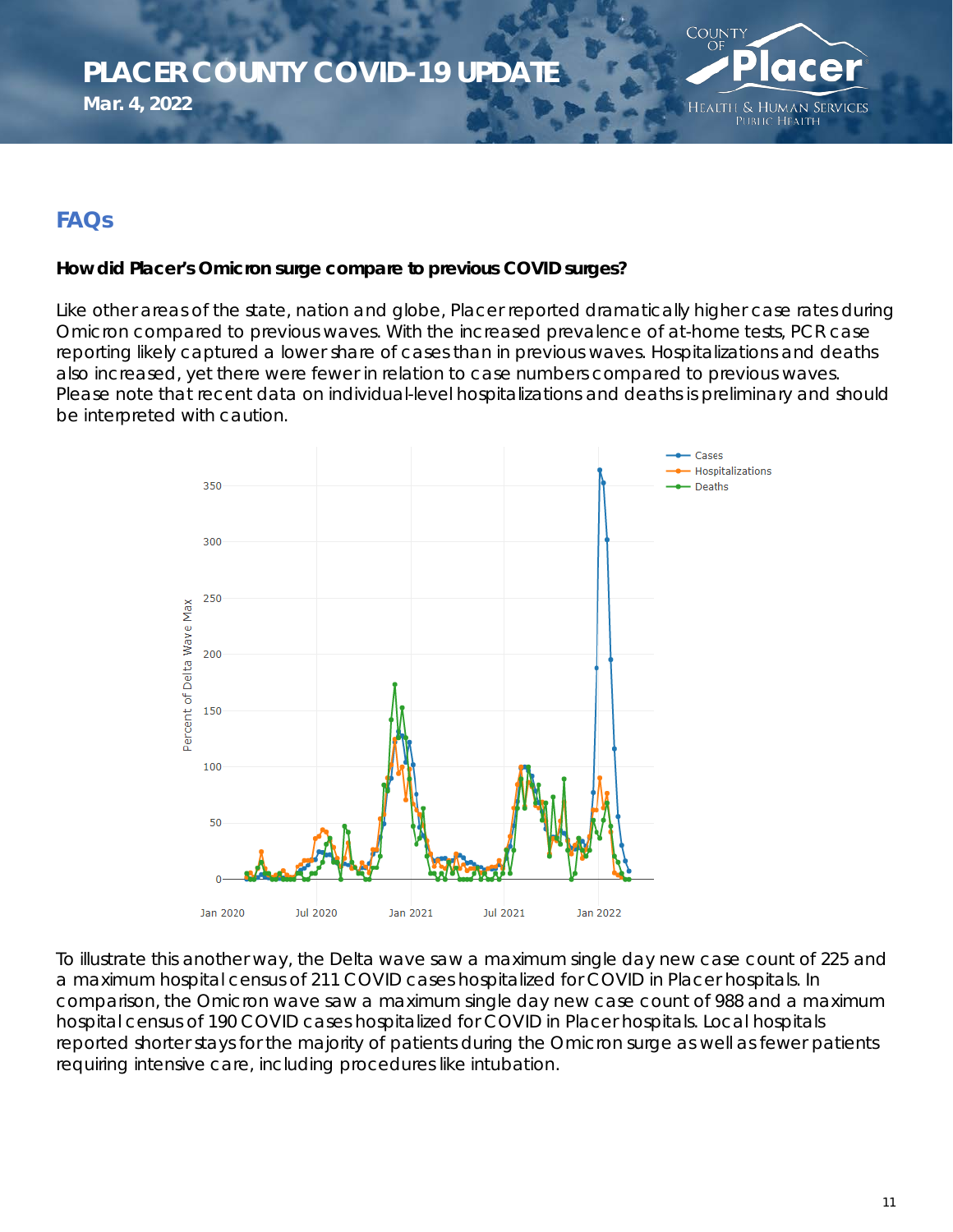# PLACER COUNTY COVID-19 UPDATE

**Mar. 4, 2022**

## FAQs

**How did Placer's Omicron surge compare to previous COVID surges?**

Like other areas of the state, nation and globe, Placer reported dramatically higher case rates during Omicron compared to previous waves. With the increased prevalence of at-home tests, PCR case reporting likely captured a lower share of cases than in previous waves. Hospitalizations and deaths also increased, yet there were fewer in relation to case numbers compared to previous waves. Please note that recent data on individual-level hospitalizations and deaths is preliminary and should be interpreted with caution.

Cases
Hospitalizations
Deaths

Percent of Delta Wave Max

0
50
100
150
200
250
300
350

Jan 2020
Jul 2020
Jan 2021
Jul 2021
Jan 2022

To illustrate this another way, the Delta wave saw a maximum single day new case count of 225 and a maximum hospital census of 211 COVID cases hospitalized for COVID in Placer hospitals. In comparison, the Omicron wave saw a maximum single day new case count of 988 and a maximum hospital census of 190 COVID cases hospitalized for COVID in Placer hospitals. Local hospitals reported shorter stays for the majority of patients during the Omicron surge as well as fewer patients requiring intensive care, including procedures like intubation.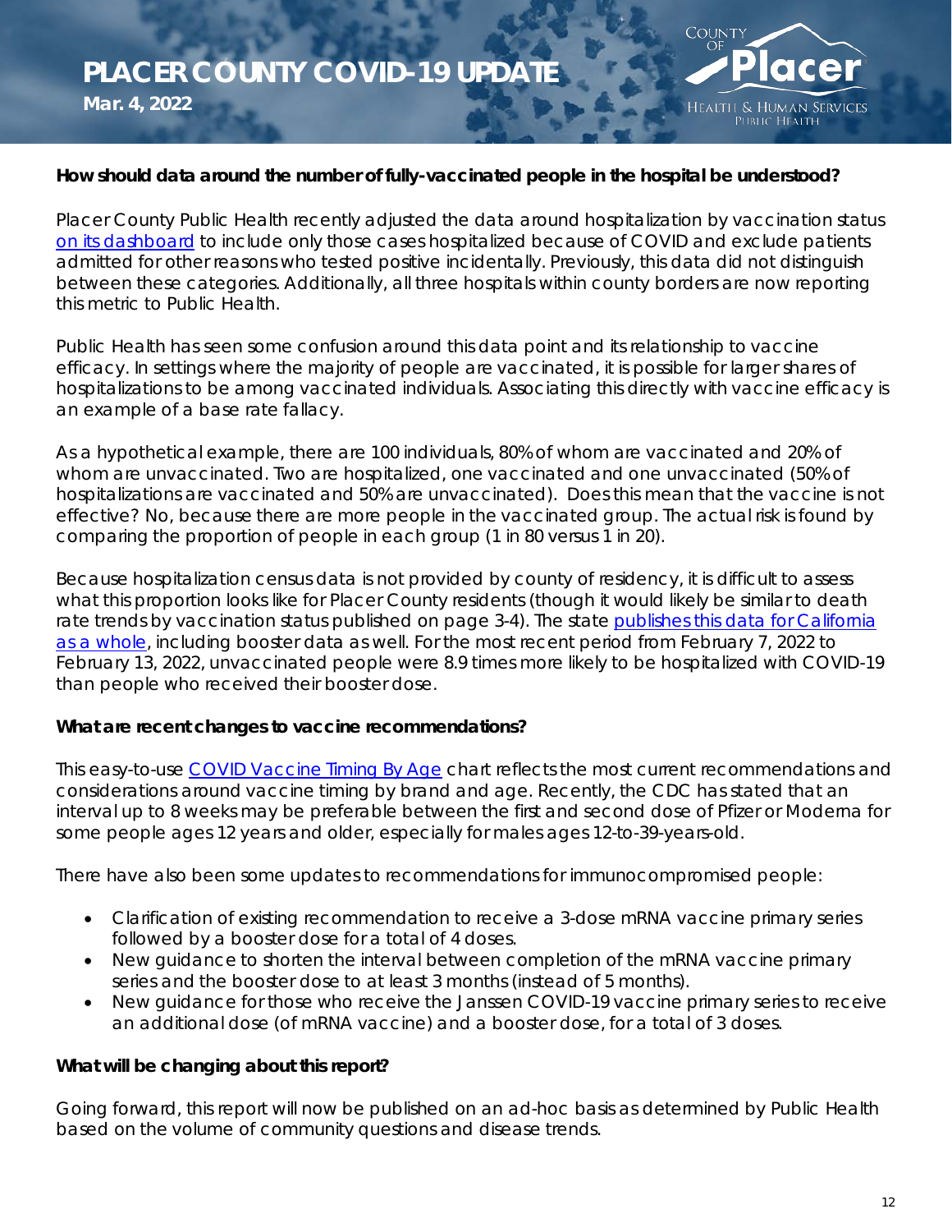**How should data around the number of fully-vaccinated people in the hospital be understood?**

Placer County Public Health recently adjusted the data around hospitalization by vaccination status on its dashboard to include only those cases hospitalized because of COVID and exclude patients admitted for other reasons who tested positive incidentally. Previously, this data did not distinguish between these categories. Additionally, all three hospitals within county borders are now reporting this metric to Public Health.

Public Health has seen some confusion around this data point and its relationship to vaccine efficacy. In settings where the majority of people are vaccinated, it is possible for larger shares of hospitalizations to be among vaccinated individuals. Associating this directly with vaccine efficacy is an example of a base rate fallacy.

As a hypothetical example, there are 100 individuals, 80% of whom are vaccinated and 20% of whom are unvaccinated. Two are hospitalized, one vaccinated and one unvaccinated (50% of hospitalizations are vaccinated and 50% are unvaccinated). Does this mean that the vaccine is not effective? No, because there are more people in the vaccinated group. The actual risk is found by comparing the proportion of people in each group (1 in 80 versus 1 in 20).

Because hospitalization census data is not provided by county of residency, it is difficult to assess what this proportion looks like for Placer County residents (though it would likely be similar to death rate trends by vaccination status published on page 3-4). The state publishes this data for California as a whole, including booster data as well. For the most recent period from February 7, 2022 to February 13, 2022, unvaccinated people were 8.9 times more likely to be hospitalized with COVID-19 than people who received their booster dose.

**What are recent changes to vaccine recommendations?**

This easy-to-use COVID Vaccine Timing By Age chart reflects the most current recommendations and considerations around vaccine timing by brand and age. Recently, the CDC has stated that an interval up to 8 weeks may be preferable between the first and second dose of Pfizer or Moderna for some people ages 12 years and older, especially for males ages 12-to-39-years-old.

There have also been some updates to recommendations for immunocompromised people:

- Clarification of existing recommendation to receive a 3-dose mRNA vaccine primary series followed by a booster dose for a total of 4 doses.
- New guidance to shorten the interval between completion of the mRNA vaccine primary series and the booster dose to at least 3 months (instead of 5 months).
- New guidance for those who receive the Janssen COVID-19 vaccine primary series to receive an additional dose (of mRNA vaccine) and a booster dose, for a total of 3 doses.

**What will be changing about this report?**

Going forward, this report will now be published on an ad-hoc basis as determined by Public Health based on the volume of community questions and disease trends.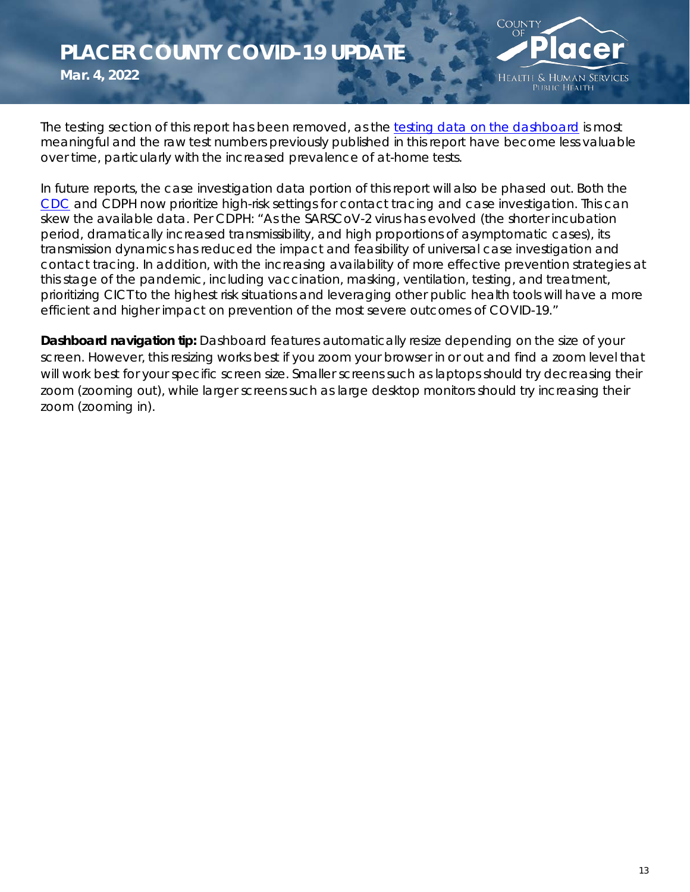The testing section of this report has been removed, as the testing data on the dashboard is most meaningful and the raw test numbers previously published in this report have become less valuable over time, particularly with the increased prevalence of at-home tests.

In future reports, the case investigation data portion of this report will also be phased out. Both the CDC and CDPH now prioritize high-risk settings for contact tracing and case investigation. This can skew the available data. Per CDPH: "As the SARSCoV-2 virus has evolved (the shorter incubation period, dramatically increased transmissibility, and high proportions of asymptomatic cases), its transmission dynamics has reduced the impact and feasibility of universal case investigation and contact tracing. In addition, with the increasing availability of more effective prevention strategies at this stage of the pandemic, including vaccination, masking, ventilation, testing, and treatment, prioritizing CICT to the highest risk situations and leveraging other public health tools will have a more efficient and higher impact on prevention of the most severe outcomes of COVID-19."

**Dashboard navigation tip:** Dashboard features automatically resize depending on the size of your screen. However, this resizing works best if you zoom your browser in or out and find a zoom level that will work best for your specific screen size. Smaller screens such as laptops should try decreasing their zoom (zooming out), while larger screens such as large desktop monitors should try increasing their zoom (zooming in).